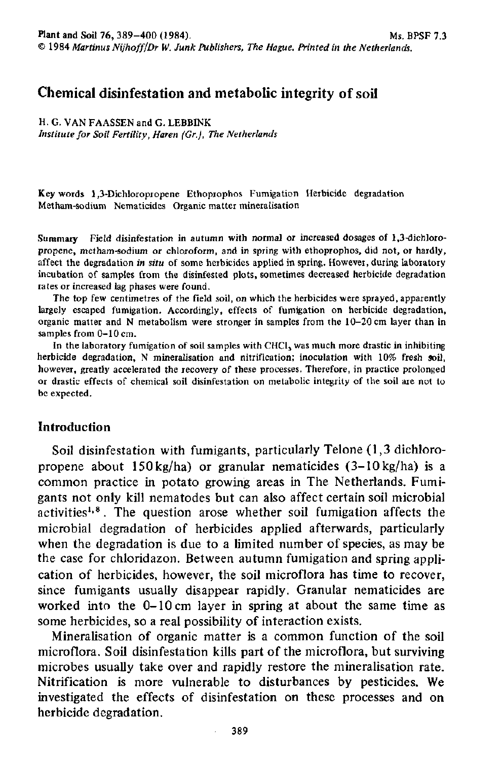# Chemical disinfestation and metabolic integrity of soil

H. G. VAN FAASSEN and G. LEBBINK
*Institute for Soil Fertility, Haren (Gr.), The Netherlands*

Key words 1,3-Dichloropropene Ethoprophos Fumigation Herbicide degradation Metham-sodium Nematicides Organic matter mineralisation

**Summary** Field disinfestation in autumn with normal or increased dosages of 1,3-dichloropropene, metham-sodium or chloroform, and in spring with ethoprophos, did not, or hardly, affect the degradation *in situ* of some herbicides applied in spring. However, during laboratory incubation of samples from the disinfested plots, sometimes decreased herbicide degradation rates or increased lag phases were found.

The top few centimetres of the field soil, on which the herbicides were sprayed, apparently largely escaped fumigation. Accordingly, effects of fumigation on herbicide degradation, organic matter and N metabolism were stronger in samples from the 10–20 cm layer than in samples from 0–10 cm.

In the laboratory fumigation of soil samples with $CHCl_3$ was much more drastic in inhibiting herbicide degradation, N mineralisation and nitrification; inoculation with 10% fresh soil, however, greatly accelerated the recovery of these processes. Therefore, in practice prolonged or drastic effects of chemical soil disinfestation on metabolic integrity of the soil are not to be expected.

## Introduction

Soil disinfestation with fumigants, particularly Telone (1,3 dichloropropene about 150 kg/ha) or granular nematicides (3–10 kg/ha) is a common practice in potato growing areas in The Netherlands. Fumigants not only kill nematodes but can also affect certain soil microbial activities[1,8]. The question arose whether soil fumigation affects the microbial degradation of herbicides applied afterwards, particularly when the degradation is due to a limited number of species, as may be the case for chloridazon. Between autumn fumigation and spring application of herbicides, however, the soil microflora has time to recover, since fumigants usually disappear rapidly. Granular nematicides are worked into the 0–10 cm layer in spring at about the same time as some herbicides, so a real possibility of interaction exists.

Mineralisation of organic matter is a common function of the soil microflora. Soil disinfestation kills part of the microflora, but surviving microbes usually take over and rapidly restore the mineralisation rate. Nitrification is more vulnerable to disturbances by pesticides. We investigated the effects of disinfestation on these processes and on herbicide degradation.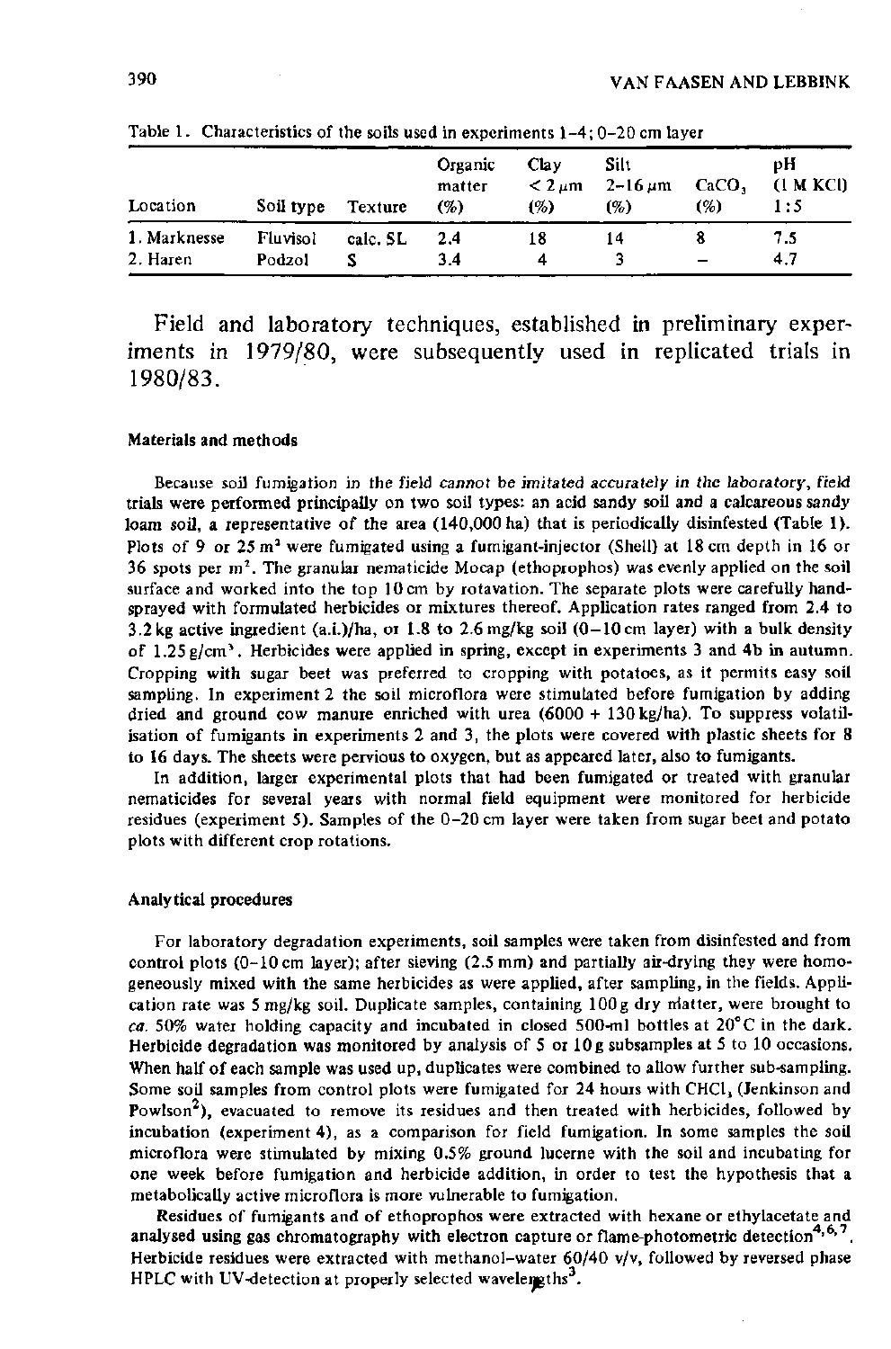Table 1. Characteristics of the soils used in experiments 1–4; 0–20 cm layer

| Location | Soil type | Texture | Organic matter (%) | Clay $< 2\,\mu m$ (%) | Silt $2–16\,\mu m$ (%) | $CaCO_3$ (%) | pH (1 M KCl) 1:5 |
|---|---|---|---|---|---|---|---|
| 1. Marknesse | Fluvisol | calc. SL | 2.4 | 18 | 14 | 8 | 7.5 |
| 2. Haren | Podzol | S | 3.4 | 4 | 3 | – | 4.7 |

Field and laboratory techniques, established in preliminary experiments in 1979/80, were subsequently used in replicated trials in 1980/83.

### Materials and methods

Because soil fumigation in the field *cannot be imitated accurately in the laboratory*, field trials were performed principally on two soil types: an acid sandy soil and a calcareous sandy loam soil, a representative of the area (140,000 ha) that is periodically disinfested (Table 1). Plots of 9 or 25 $m^2$ were fumigated using a fumigant-injector (Shell) at 18 cm depth in 16 or 36 spots per $m^2$. The granular nematicide Mocap (ethoprophos) was evenly applied on the soil surface and worked into the top 10 cm by rotavation. The separate plots were carefully hand-sprayed with formulated herbicides or mixtures thereof. Application rates ranged from 2.4 to 3.2 kg active ingredient (a.i.)/ha, or 1.8 to 2.6 mg/kg soil (0–10 cm layer) with a bulk density of 1.25 g/$cm^3$. Herbicides were applied in spring, except in experiments 3 and 4b in autumn. Cropping with sugar beet was preferred to cropping with potatoes, as it permits easy soil sampling. In experiment 2 the soil microflora were stimulated before fumigation by adding dried and ground cow manure enriched with urea (6000 + 130 kg/ha). To suppress volatilisation of fumigants in experiments 2 and 3, the plots were covered with plastic sheets for 8 to 16 days. The sheets were pervious to oxygen, but as appeared later, also to fumigants.

In addition, larger experimental plots that had been fumigated or treated with granular nematicides for several years with normal field equipment were monitored for herbicide residues (experiment 5). Samples of the 0–20 cm layer were taken from sugar beet and potato plots with different crop rotations.

### Analytical procedures

For laboratory degradation experiments, soil samples were taken from disinfested and from control plots (0–10 cm layer); after sieving (2.5 mm) and partially air-drying they were homogeneously mixed with the same herbicides as were applied, after sampling, in the fields. Application rate was 5 mg/kg soil. Duplicate samples, containing 100 g dry matter, were brought to *ca.* 50% water holding capacity and incubated in closed 500-ml bottles at 20°C in the dark. Herbicide degradation was monitored by analysis of 5 or 10 g subsamples at 5 to 10 occasions. When half of each sample was used up, duplicates were combined to allow further sub-sampling. Some soil samples from control plots were fumigated for 24 hours with $CHCl_3$ (Jenkinson and Powlson[2]), evacuated to remove its residues and then treated with herbicides, followed by incubation (experiment 4), as a comparison for field fumigation. In some samples the soil microflora were stimulated by mixing 0.5% ground lucerne with the soil and incubating for one week before fumigation and herbicide addition, in order to test the hypothesis that a metabolically active microflora is more vulnerable to fumigation.

Residues of fumigants and of ethoprophos were extracted with hexane or ethylacetate and analysed using gas chromatography with electron capture or flame-photometric detection[4,6,7]. Herbicide residues were extracted with methanol–water 60/40 v/v, followed by reversed phase HPLC with UV-detection at properly selected wavelengths[3].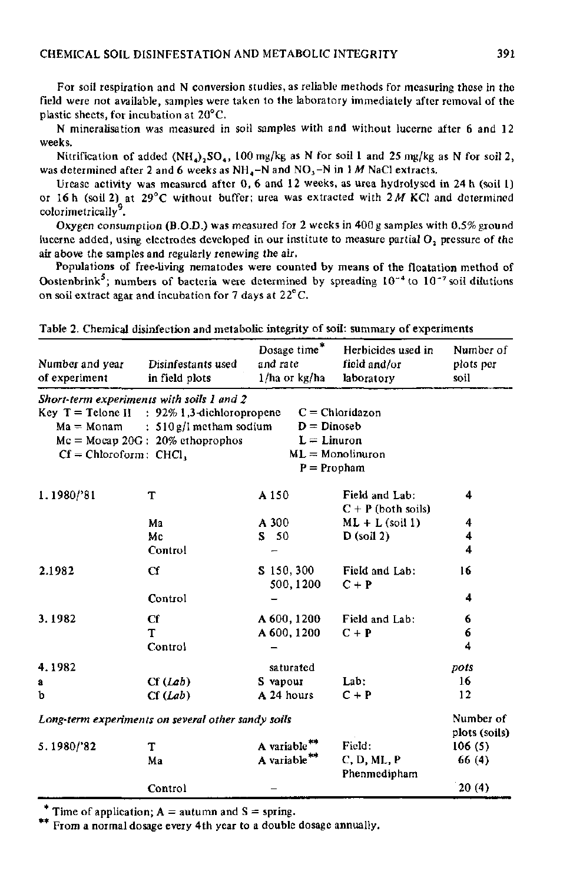For soil respiration and N conversion studies, as reliable methods for measuring these in the field were not available, samples were taken to the laboratory immediately after removal of the plastic sheets, for incubation at 20°C.

N mineralisation was measured in soil samples with and without lucerne after 6 and 12 weeks.

Nitrification of added $(NH_4)_2SO_4$, 100 mg/kg as N for soil 1 and 25 mg/kg as N for soil 2, was determined after 2 and 6 weeks as $NH_4$-N and $NO_3$-N in 1 *M* NaCl extracts.

Urease activity was measured after 0, 6 and 12 weeks, as urea hydrolysed in 24 h (soil 1) or 16 h (soil 2) at 29°C without buffer; urea was extracted with 2 *M* KCl and determined colorimetrically[9].

Oxygen consumption (B.O.D.) was measured for 2 weeks in 400 g samples with 0.5% ground lucerne added, using electrodes developed in our institute to measure partial $O_2$ pressure of the air above the samples and regularly renewing the air.

Populations of free-living nematodes were counted by means of the floatation method of Oostenbrink[5]; numbers of bacteria were determined by spreading $10^{-4}$ to $10^{-7}$ soil dilutions on soil extract agar and incubation for 7 days at 22°C.

Table 2. Chemical disinfection and metabolic integrity of soil: summary of experiments

| Number and year of experiment | Disinfestants used in field plots | Dosage time* and rate l/ha or kg/ha | Herbicides used in field and/or laboratory | Number of plots per soil |
|---|---|---|---|---|
| *Short-term experiments with soils 1 and 2* | | | | |
| Key T = Telone II : 92% 1,3-dichloropropene | | C = Chloridazon | | |
| Ma = Monam : 510 g/l metham sodium | | D = Dinoseb | | |
| Mc = Mocap 20G : 20% ethoprophos | | L = Linuron | | |
| Cf = Chloroform : $CHCl_3$ | | ML = Monolinuron | | |
| | | P = Propham | | |
| 1. 1980/'81 | T | A 150 | Field and Lab: C + P (both soils) | 4 |
| | Ma | A 300 | ML + L (soil 1) | 4 |
| | Mc | S 50 | D (soil 2) | 4 |
| | Control | – | | 4 |
| 2. 1982 | Cf | S 150, 300 500, 1200 | Field and Lab: C + P | 16 |
| | Control | – | | 4 |
| 3. 1982 | Cf | A 600, 1200 | Field and Lab: | 6 |
| | T | A 600, 1200 | C + P | 6 |
| | Control | – | | 4 |
| 4. 1982 | | saturated | | *pots* |
| a | Cf (*Lab*) | S vapour | Lab: | 16 |
| b | Cf (*Lab*) | A 24 hours | C + P | 12 |
| *Long-term experiments on several other sandy soils* | | | | Number of plots (soils) |
| 5. 1980/'82 | T | A variable** | Field: | 106 (5) |
| | Ma | A variable** | C, D, ML, P Phenmedipham | 66 (4) |
| | Control | – | | 20 (4) |

\* Time of application; A = autumn and S = spring.

\*\* From a normal dosage every 4th year to a double dosage annually.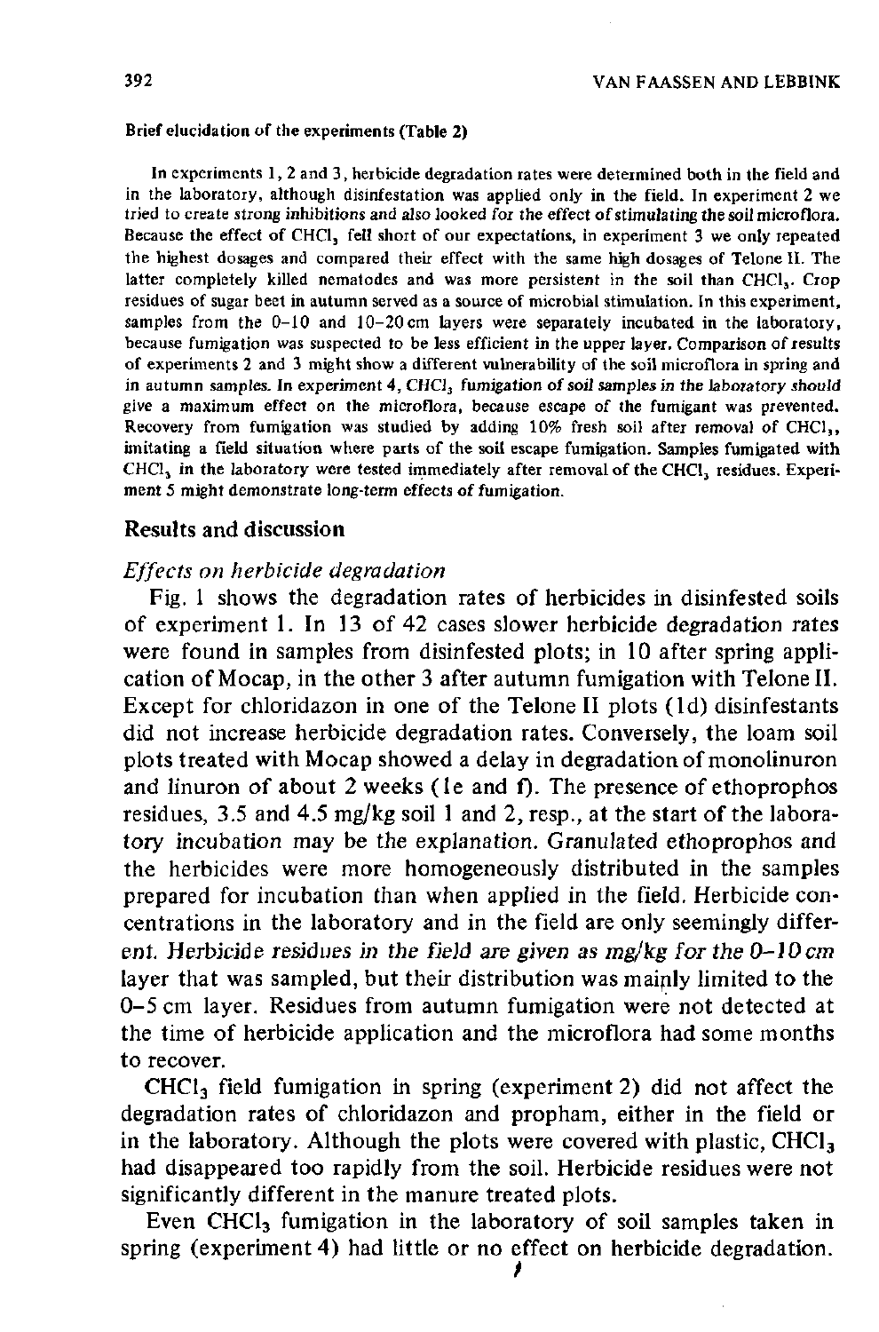**Brief elucidation of the experiments (Table 2)**

In experiments 1, 2 and 3, herbicide degradation rates were determined both in the field and in the laboratory, although disinfestation was applied only in the field. In experiment 2 we tried to create strong inhibitions and also looked for the effect of stimulating the soil microflora. Because the effect of $CHCl_3$ fell short of our expectations, in experiment 3 we only repeated the highest dosages and compared their effect with the same high dosages of Telone II. The latter completely killed nematodes and was more persistent in the soil than $CHCl_3$. Crop residues of sugar beet in autumn served as a source of microbial stimulation. In this experiment, samples from the 0–10 and 10–20 cm layers were separately incubated in the laboratory, because fumigation was suspected to be less efficient in the upper layer. Comparison of results of experiments 2 and 3 might show a different vulnerability of the soil microflora in spring and in autumn samples. In experiment 4, $CHCl_3$ fumigation of soil samples in the laboratory should give a maximum effect on the microflora, because escape of the fumigant was prevented. Recovery from fumigation was studied by adding 10% fresh soil after removal of $CHCl_3$, imitating a field situation where parts of the soil escape fumigation. Samples fumigated with $CHCl_3$ in the laboratory were tested immediately after removal of the $CHCl_3$ residues. Experiment 5 might demonstrate long-term effects of fumigation.

## Results and discussion

### *Effects on herbicide degradation*

Fig. 1 shows the degradation rates of herbicides in disinfested soils of experiment 1. In 13 of 42 cases slower herbicide degradation rates were found in samples from disinfested plots; in 10 after spring application of Mocap, in the other 3 after autumn fumigation with Telone II. Except for chloridazon in one of the Telone II plots (1d) disinfestants did not increase herbicide degradation rates. Conversely, the loam soil plots treated with Mocap showed a delay in degradation of monolinuron and linuron of about 2 weeks (1e and f). The presence of ethoprophos residues, 3.5 and 4.5 mg/kg soil 1 and 2, resp., at the start of the laboratory incubation may be the explanation. Granulated ethoprophos and the herbicides were more homogeneously distributed in the samples prepared for incubation than when applied in the field. Herbicide concentrations in the laboratory and in the field are only seemingly different. Herbicide residues in the field are given as mg/kg for the 0–10 cm layer that was sampled, but their distribution was mainly limited to the 0–5 cm layer. Residues from autumn fumigation were not detected at the time of herbicide application and the microflora had some months to recover.

$CHCl_3$ field fumigation in spring (experiment 2) did not affect the degradation rates of chloridazon and propham, either in the field or in the laboratory. Although the plots were covered with plastic, $CHCl_3$ had disappeared too rapidly from the soil. Herbicide residues were not significantly different in the manure treated plots.

Even $CHCl_3$ fumigation in the laboratory of soil samples taken in spring (experiment 4) had little or no effect on herbicide degradation.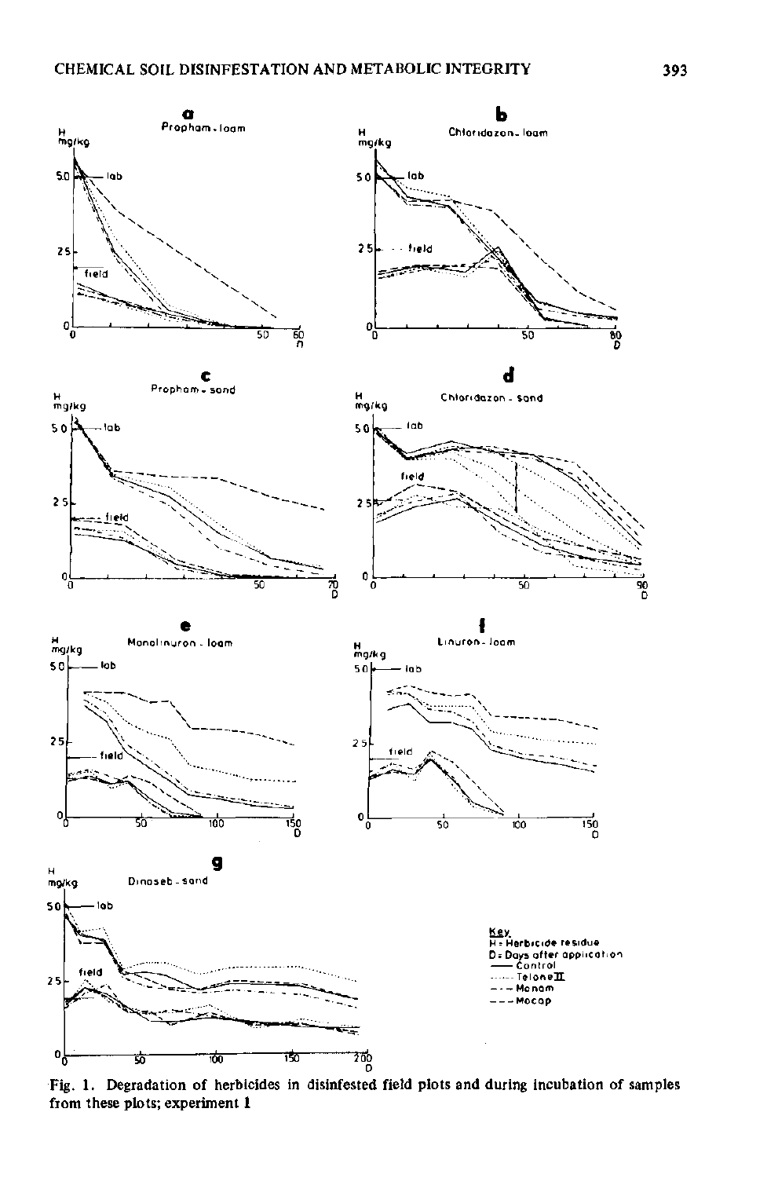Fig. 1. Degradation of herbicides in disinfested field plots and during incubation of samples from these plots; experiment 1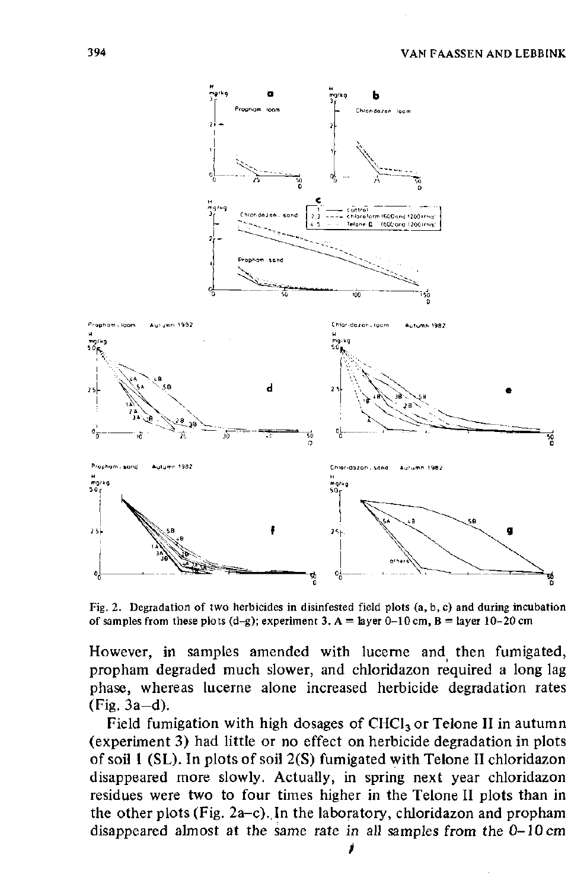Fig. 2. Degradation of two herbicides in disinfested field plots (a, b, c) and during incubation of samples from these plots (d–g); experiment 3. A = layer 0–10 cm, B = layer 10–20 cm

However, in samples amended with lucerne and then fumigated, propham degraded much slower, and chloridazon required a long lag phase, whereas lucerne alone increased herbicide degradation rates (Fig. 3a–d).

Field fumigation with high dosages of $CHCl_3$ or Telone II in autumn (experiment 3) had little or no effect on herbicide degradation in plots of soil 1 (SL). In plots of soil 2(S) fumigated with Telone II chloridazon disappeared more slowly. Actually, in spring next year chloridazon residues were two to four times higher in the Telone II plots than in the other plots (Fig. 2a–c). In the laboratory, chloridazon and propham disappeared almost at the same rate in all samples from the 0–10 cm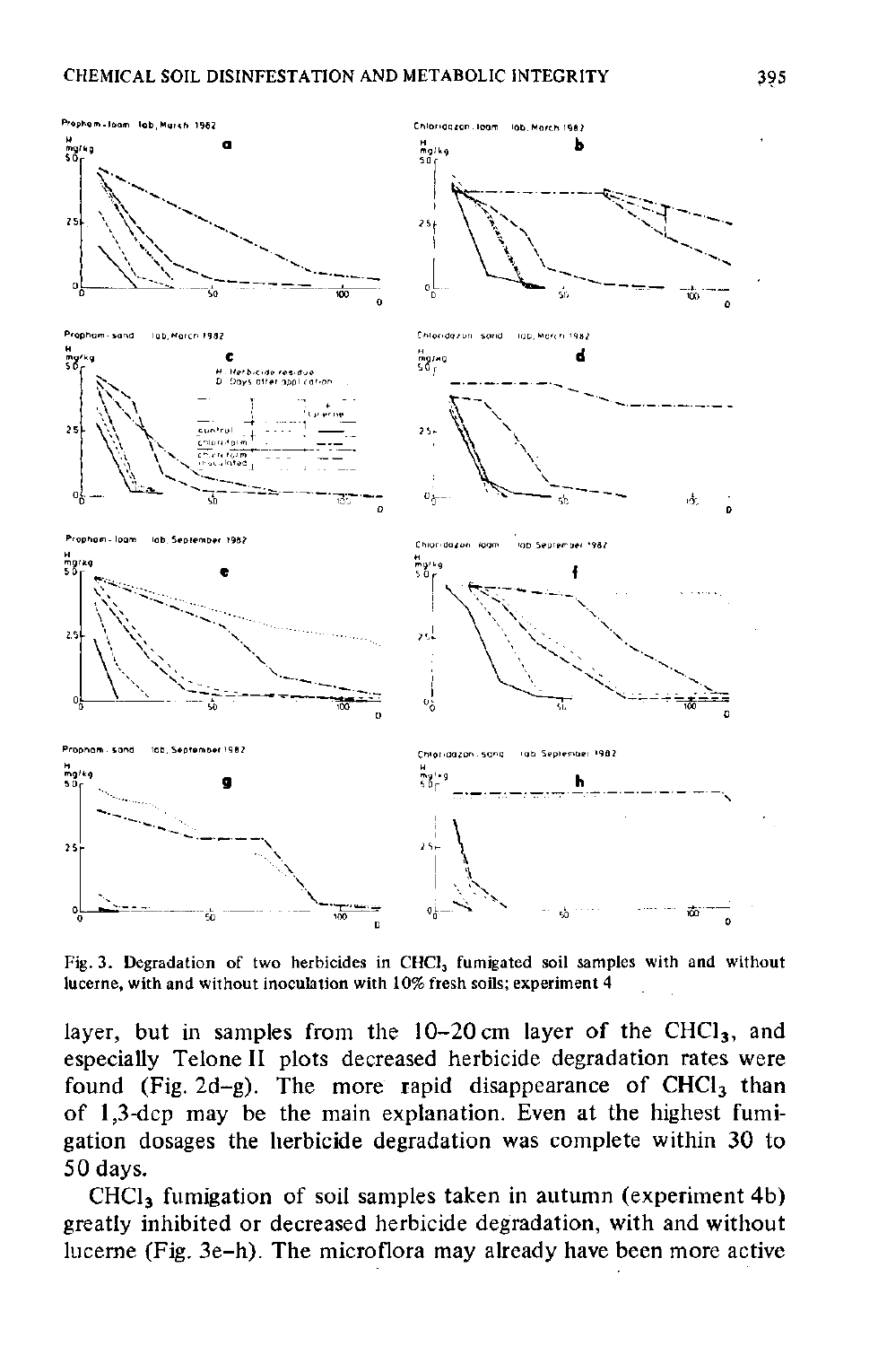Fig. 3. Degradation of two herbicides in $CHCl_3$ fumigated soil samples with and without lucerne, with and without inoculation with 10% fresh soils; experiment 4

layer, but in samples from the 10–20 cm layer of the $CHCl_3$, and especially Telone II plots decreased herbicide degradation rates were found (Fig. 2d–g). The more rapid disappearance of $CHCl_3$ than of 1,3-dcp may be the main explanation. Even at the highest fumigation dosages the herbicide degradation was complete within 30 to 50 days.

$CHCl_3$ fumigation of soil samples taken in autumn (experiment 4b) greatly inhibited or decreased herbicide degradation, with and without lucerne (Fig. 3e–h). The microflora may already have been more active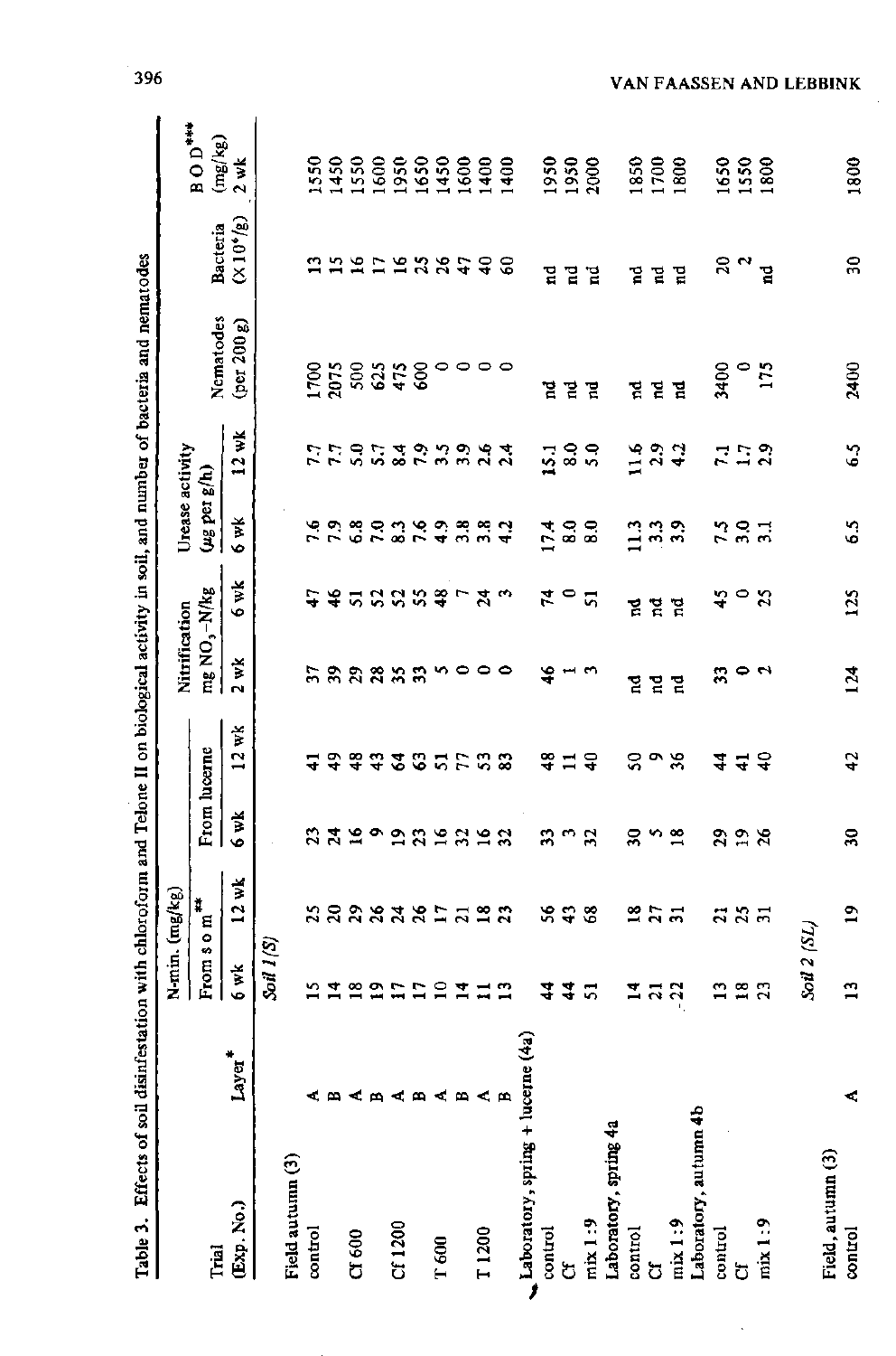Table 3. Effects of soil disinfestation with chloroform and Telone II on biological activity in soil, and number of bacteria and nematodes

| Trial (Exp. No.) | Layer* | N-min. (mg/kg) | | | | Nitrification mg $NO_3$–N/kg | | Urease activity (µg per g/h) | | Nematodes (per 200 g) | Bacteria ($\times 10^6$/g) | B O D*** (mg/kg) 2 wk |
|---|---|---|---|---|---|---|---|---|---|---|---|---|
| | | From s o m** | | From lucerne | | | | | | | | |
| | | 6 wk | 12 wk | 6 wk | 12 wk | 2 wk | 6 wk | 6 wk | 12 wk | | | |
| | | *Soil 1 (S)* | | | | | | | | | | |
| Field autumn (3) | | | | | | | | | | | | |
| control | A | 15 | 25 | 23 | 41 | 37 | 47 | 7.6 | 7.7 | 1700 | 13 | 1550 |
| | B | 14 | 20 | 24 | 49 | 39 | 46 | 7.9 | 7.7 | 2075 | 15 | 1450 |
| Cf 600 | A | 18 | 29 | 16 | 48 | 29 | 51 | 6.8 | 5.0 | 500 | 16 | 1550 |
| | B | 19 | 26 | 9 | 43 | 28 | 52 | 7.0 | 5.7 | 625 | 17 | 1600 |
| Cf 1200 | A | 17 | 24 | 19 | 64 | 35 | 52 | 8.3 | 8.4 | 475 | 16 | 1950 |
| | B | 17 | 26 | 23 | 63 | 33 | 55 | 7.6 | 7.9 | 600 | 25 | 1650 |
| T 600 | A | 10 | 17 | 16 | 51 | 5 | 48 | 4.9 | 3.5 | 0 | 26 | 1450 |
| | B | 14 | 21 | 32 | 77 | 0 | 7 | 3.8 | 3.9 | 0 | 47 | 1600 |
| T 1200 | A | 11 | 18 | 16 | 53 | 0 | 24 | 3.8 | 2.6 | 0 | 40 | 1400 |
| | B | 13 | 23 | 32 | 83 | 0 | 3 | 4.2 | 2.4 | 0 | 60 | 1400 |
| Laboratory, spring + lucerne (4a) | | | | | | | | | | | | |
| control | | 44 | 56 | 33 | 48 | 46 | 74 | 17.4 | 15.1 | nd | nd | 1950 |
| Cf | | 44 | 43 | 3 | 11 | 1 | 0 | 8.0 | 8.0 | nd | nd | 1950 |
| mix 1:9 | | 51 | 68 | 32 | 40 | 3 | 51 | 8.0 | 5.0 | nd | nd | 2000 |
| Laboratory, spring 4a | | | | | | | | | | | | |
| control | | 14 | 18 | 30 | 50 | nd | nd | 11.3 | 11.6 | nd | nd | 1850 |
| Cf | | 21 | 27 | 5 | 9 | nd | nd | 3.3 | 2.9 | nd | nd | 1700 |
| mix 1:9 | | 22 | 31 | 18 | 36 | nd | nd | 3.9 | 4.2 | nd | nd | 1800 |
| Laboratory, autumn 4b | | | | | | | | | | | | |
| control | | 13 | 21 | 29 | 44 | 33 | 45 | 7.5 | 7.1 | 3400 | 20 | 1650 |
| Cf | | 18 | 25 | 19 | 41 | 0 | 0 | 3.0 | 1.7 | 0 | 2 | 1550 |
| mix 1:9 | | 23 | 31 | 26 | 40 | 2 | 25 | 3.1 | 2.9 | 175 | nd | 1800 |
| | | *Soil 2 (SL)* | | | | | | | | | | |
| Field, autumn (3) | | | | | | | | | | | | |
| control | A | 13 | 19 | 30 | 42 | 124 | 125 | 6.5 | 6.5 | 2400 | 30 | 1800 |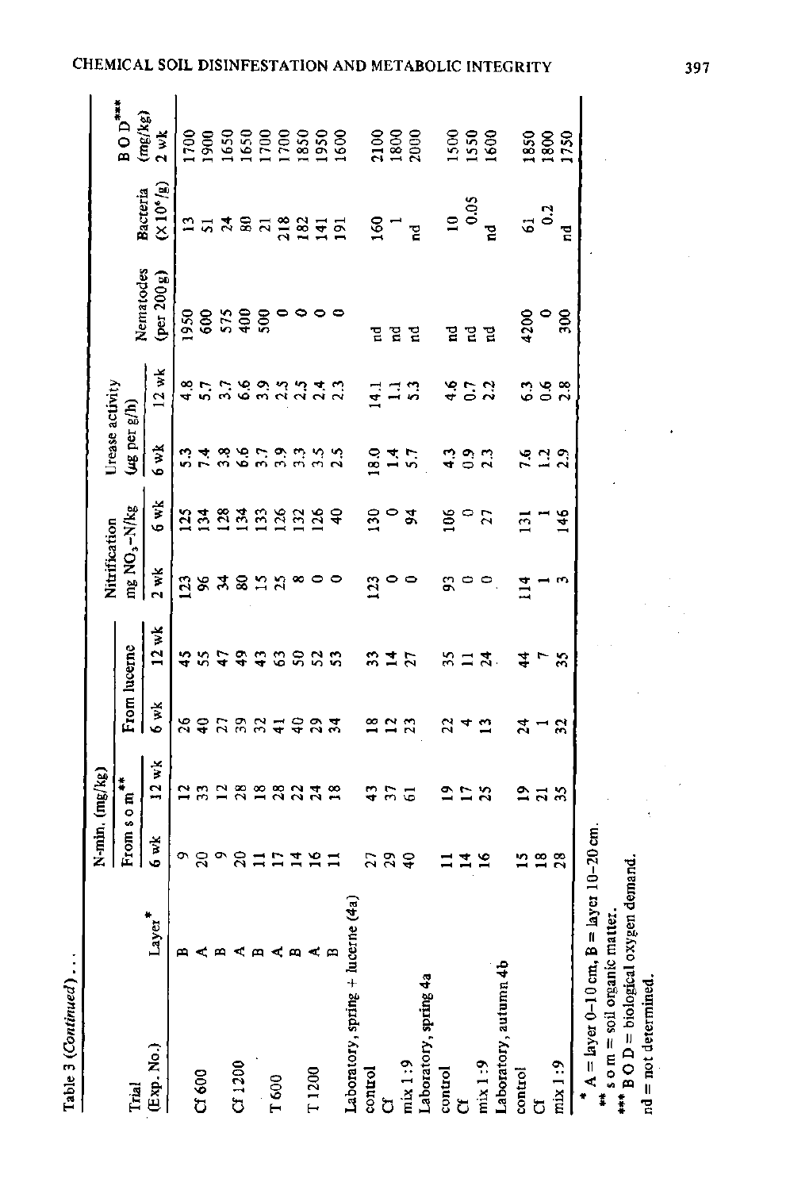Table 3 (*Continued*) . . .

| Trial (Exp. No.) | Layer* | N-min. (mg/kg) From s o m** 6 wk | 12 wk | From lucerne 6 wk | 12 wk | Nitrification mg $NO_3$-N/kg 2 wk | 6 wk | Urease activity (μg per g/h) 6 wk | 12 wk | Nematodes (per 200 g) | Bacteria ($\times 10^6$/g) | B O D*** (mg/kg) 2 wk |
|---|---|---|---|---|---|---|---|---|---|---|---|---|
| | B | 9 | 12 | 26 | 45 | 123 | 125 | 5.3 | 4.8 | 1950 | 13 | 1700 |
| Cf 600 | A | 20 | 33 | 40 | 55 | 96 | 134 | 7.4 | 5.7 | 600 | 51 | 1900 |
| | B | 9 | 12 | 27 | 47 | 34 | 128 | 3.8 | 3.7 | 575 | 24 | 1650 |
| Cf 1200 | A | 20 | 28 | 39 | 49 | 80 | 134 | 6.6 | 6.6 | 400 | 80 | 1650 |
| | B | 11 | 18 | 32 | 43 | 15 | 133 | 3.7 | 3.9 | 500 | 21 | 1700 |
| T 600 | A | 17 | 28 | 41 | 63 | 25 | 126 | 3.9 | 2.5 | 0 | 218 | 1700 |
| | B | 14 | 22 | 40 | 50 | 8 | 132 | 3.3 | 2.5 | 0 | 182 | 1850 |
| T 1200 | A | 16 | 24 | 29 | 52 | 0 | 126 | 3.5 | 2.4 | 0 | 141 | 1950 |
| | B | 11 | 18 | 34 | 53 | 0 | 40 | 2.5 | 2.3 | 0 | 191 | 1600 |
| Laboratory, spring + lucerne (4a) | | | | | | | | | | | | |
| control | | 27 | 43 | 18 | 33 | 123 | 130 | 18.0 | 14.1 | nd | 160 | 2100 |
| Cf | | 29 | 37 | 12 | 14 | 0 | 0 | 1.4 | 1.1 | nd | 1 | 1800 |
| mix 1:9 | | 40 | 61 | 23 | 27 | 0 | 94 | 5.7 | 5.3 | nd | nd | 2000 |
| Laboratory, spring 4a | | | | | | | | | | | | |
| control | | 11 | 19 | 22 | 35 | 93 | 106 | 4.3 | 4.6 | nd | 10 | 1500 |
| Cf | | 14 | 17 | 4 | 11 | 0 | 0 | 0.9 | 0.7 | nd | 0.05 | 1550 |
| mix 1:9 | | 16 | 25 | 13 | 24 | 0 | 27 | 2.3 | 2.2 | nd | nd | 1600 |
| Laboratory, autumn 4b | | | | | | | | | | | | |
| control | | 15 | 19 | 24 | 44 | 114 | 131 | 7.6 | 6.3 | 4200 | 61 | 1850 |
| Cf | | 18 | 21 | 1 | 7 | 1 | 1 | 1.2 | 0.6 | 0 | 0.2 | 1800 |
| mix 1:9 | | 28 | 35 | 32 | 35 | 3 | 146 | 2.9 | 2.8 | 300 | nd | 1750 |

\* A = layer 0–10 cm, B = layer 10–20 cm.
\*\* s o m = soil organic matter.
\*\*\* B O D = biological oxygen demand.
nd = not determined.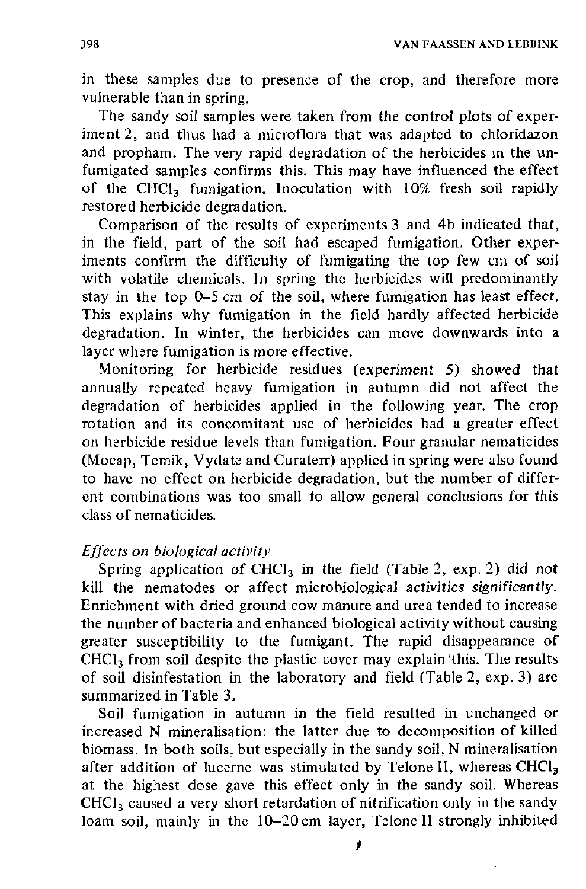in these samples due to presence of the crop, and therefore more vulnerable than in spring.

The sandy soil samples were taken from the control plots of experiment 2, and thus had a microflora that was adapted to chloridazon and propham. The very rapid degradation of the herbicides in the unfumigated samples confirms this. This may have influenced the effect of the $CHCl_3$ fumigation. Inoculation with 10% fresh soil rapidly restored herbicide degradation.

Comparison of the results of experiments 3 and 4b indicated that, in the field, part of the soil had escaped fumigation. Other experiments confirm the difficulty of fumigating the top few cm of soil with volatile chemicals. In spring the herbicides will predominantly stay in the top 0–5 cm of the soil, where fumigation has least effect. This explains why fumigation in the field hardly affected herbicide degradation. In winter, the herbicides can move downwards into a layer where fumigation is more effective.

Monitoring for herbicide residues (experiment 5) showed that annually repeated heavy fumigation in autumn did not affect the degradation of herbicides applied in the following year. The crop rotation and its concomitant use of herbicides had a greater effect on herbicide residue levels than fumigation. Four granular nematicides (Mocap, Temik, Vydate and Curaterr) applied in spring were also found to have no effect on herbicide degradation, but the number of different combinations was too small to allow general conclusions for this class of nematicides.

*Effects on biological activity*

Spring application of $CHCl_3$ in the field (Table 2, exp. 2) did not kill the nematodes or affect microbiological activities significantly. Enrichment with dried ground cow manure and urea tended to increase the number of bacteria and enhanced biological activity without causing greater susceptibility to the fumigant. The rapid disappearance of $CHCl_3$ from soil despite the plastic cover may explain this. The results of soil disinfestation in the laboratory and field (Table 2, exp. 3) are summarized in Table 3.

Soil fumigation in autumn in the field resulted in unchanged or increased N mineralisation: the latter due to decomposition of killed biomass. In both soils, but especially in the sandy soil, N mineralisation after addition of lucerne was stimulated by Telone II, whereas $CHCl_3$ at the highest dose gave this effect only in the sandy soil. Whereas $CHCl_3$ caused a very short retardation of nitrification only in the sandy loam soil, mainly in the 10–20 cm layer, Telone II strongly inhibited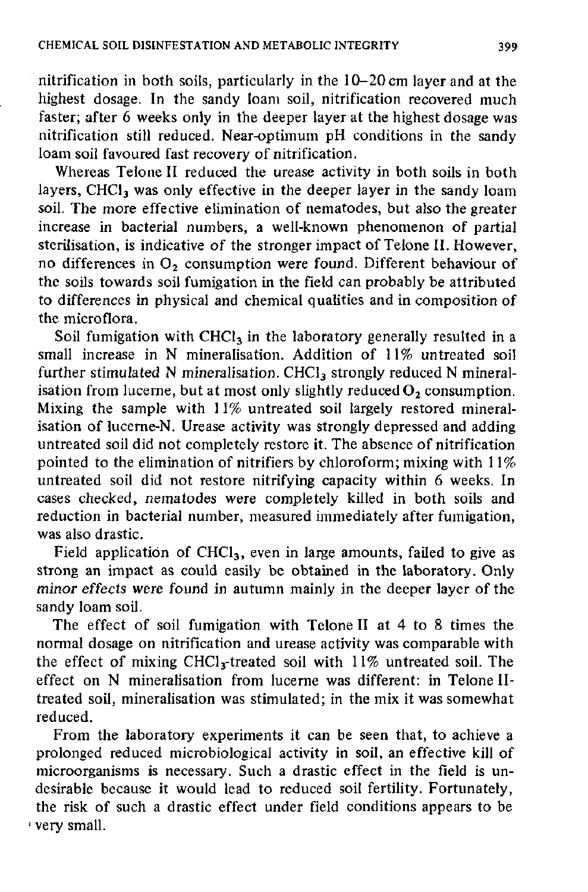nitrification in both soils, particularly in the 10–20 cm layer and at the highest dosage. In the sandy loam soil, nitrification recovered much faster; after 6 weeks only in the deeper layer at the highest dosage was nitrification still reduced. Near-optimum pH conditions in the sandy loam soil favoured fast recovery of nitrification.

Whereas Telone II reduced the urease activity in both soils in both layers, $CHCl_3$ was only effective in the deeper layer in the sandy loam soil. The more effective elimination of nematodes, but also the greater increase in bacterial numbers, a well-known phenomenon of partial sterilisation, is indicative of the stronger impact of Telone II. However, no differences in $O_2$ consumption were found. Different behaviour of the soils towards soil fumigation in the field can probably be attributed to differences in physical and chemical qualities and in composition of the microflora.

Soil fumigation with $CHCl_3$ in the laboratory generally resulted in a small increase in N mineralisation. Addition of 11% untreated soil further stimulated N mineralisation. $CHCl_3$ strongly reduced N mineralisation from lucerne, but at most only slightly reduced $O_2$ consumption. Mixing the sample with 11% untreated soil largely restored mineralisation of lucerne-N. Urease activity was strongly depressed and adding untreated soil did not completely restore it. The absence of nitrification pointed to the elimination of nitrifiers by chloroform; mixing with 11% untreated soil did not restore nitrifying capacity within 6 weeks. In cases checked, nematodes were completely killed in both soils and reduction in bacterial number, measured immediately after fumigation, was also drastic.

Field application of $CHCl_3$, even in large amounts, failed to give as strong an impact as could easily be obtained in the laboratory. Only minor effects were found in autumn mainly in the deeper layer of the sandy loam soil.

The effect of soil fumigation with Telone II at 4 to 8 times the normal dosage on nitrification and urease activity was comparable with the effect of mixing $CHCl_3$-treated soil with 11% untreated soil. The effect on N mineralisation from lucerne was different: in Telone II-treated soil, mineralisation was stimulated; in the mix it was somewhat reduced.

From the laboratory experiments it can be seen that, to achieve a prolonged reduced microbiological activity in soil, an effective kill of microorganisms is necessary. Such a drastic effect in the field is undesirable because it would lead to reduced soil fertility. Fortunately, the risk of such a drastic effect under field conditions appears to be very small.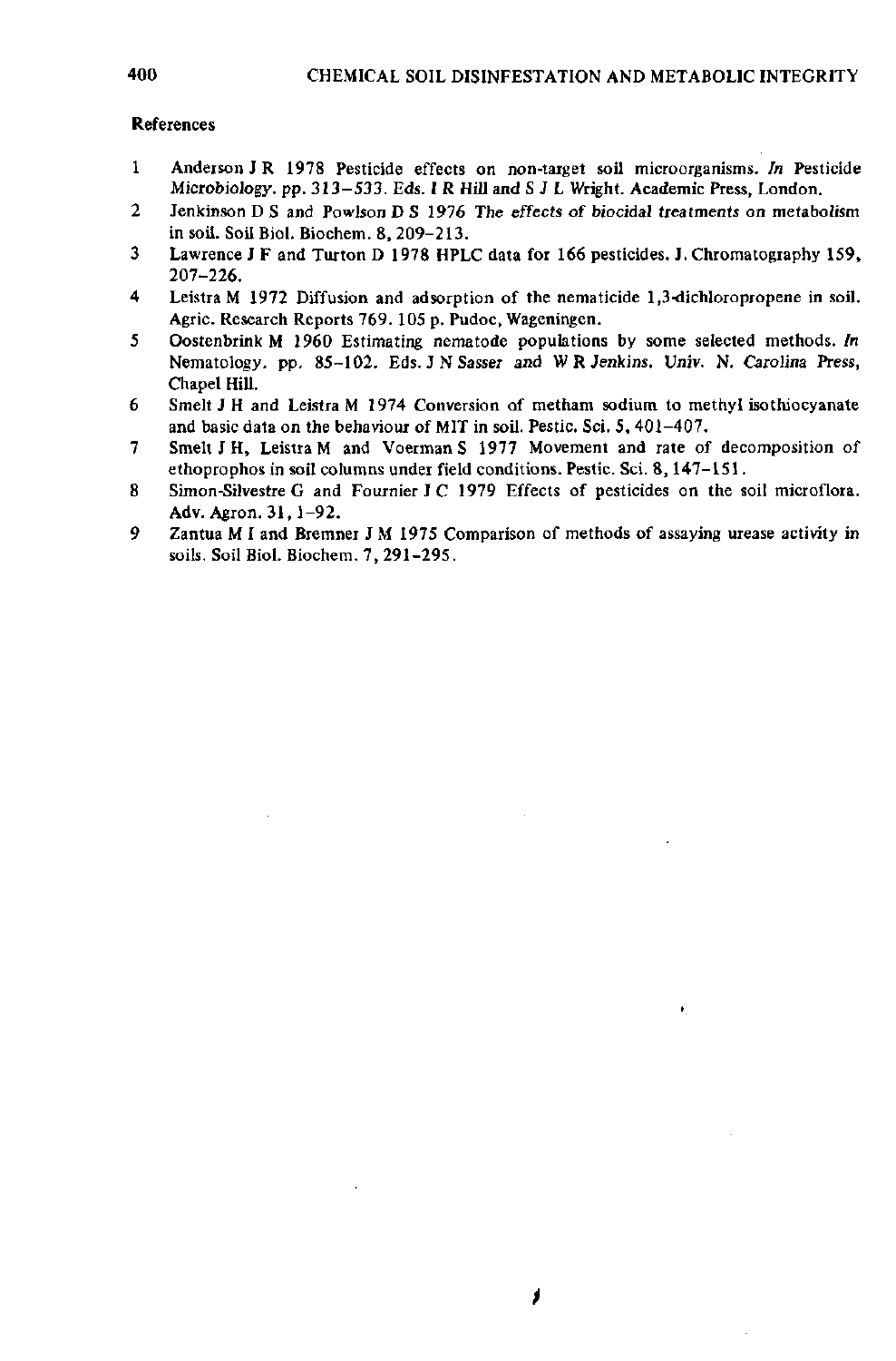## References

1. Anderson J R 1978 Pesticide effects on non-target soil microorganisms. *In* Pesticide Microbiology. pp. 313–533. Eds. I R Hill and S J L Wright. Academic Press, London.
2. Jenkinson D S and Powlson D S 1976 *The effects of biocidal treatments* on metabolism in soil. Soil Biol. Biochem. 8, 209–213.
3. Lawrence J F and Turton D 1978 HPLC data for 166 pesticides. J. Chromatography 159, 207–226.
4. Leistra M 1972 Diffusion and adsorption of the nematicide 1,3-dichloropropene in soil. Agric. Research Reports 769. 105 p. Pudoc, Wageningen.
5. Oostenbrink M 1960 Estimating nematode populations by some selected methods. *In* Nematology. pp. 85–102. Eds. J N Sasser and W R Jenkins. Univ. N. Carolina Press, Chapel Hill.
6. Smelt J H and Leistra M 1974 Conversion of metham sodium to methyl isothiocyanate and basic data on the behaviour of MIT in soil. Pestic. Sci. 5, 401–407.
7. Smelt J H, Leistra M and Voerman S 1977 Movement and rate of decomposition of ethoprophos in soil columns under field conditions. Pestic. Sci. 8, 147–151.
8. Simon-Silvestre G and Fournier J C 1979 Effects of pesticides on the soil microflora. Adv. Agron. 31, 1–92.
9. Zantua M I and Bremner J M 1975 Comparison of methods of assaying urease activity in soils. Soil Biol. Biochem. 7, 291–295.